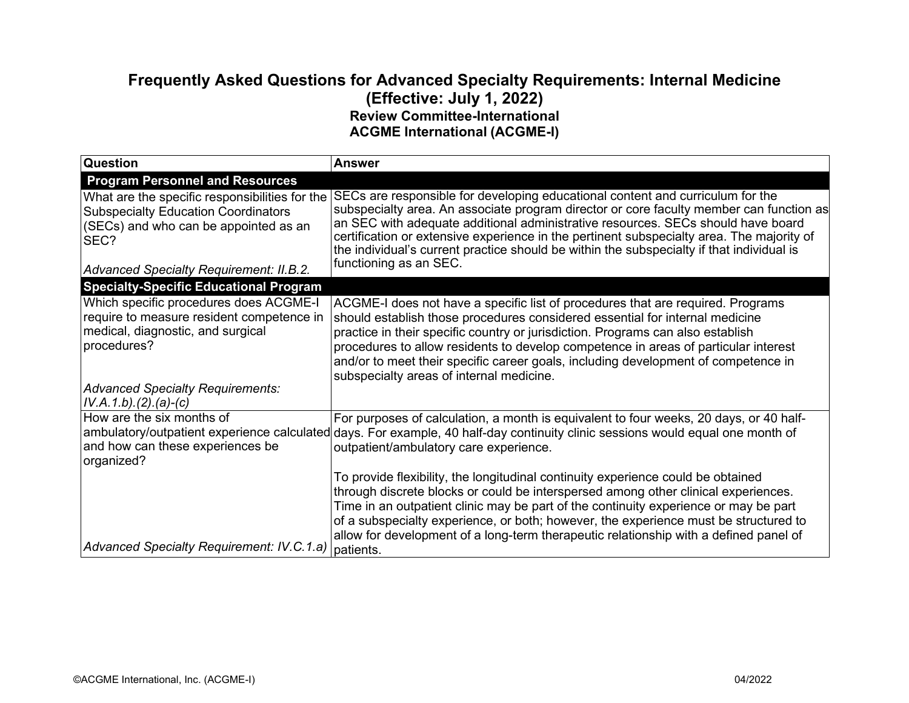# Frequently Asked Questions for Advanced Specialty Requirements: Internal Medicine (Effective: July 1, 2022)

## Review Committee-International
## ACGME International (ACGME-I)

| Question | Answer |
|---|---|
| **Program Personnel and Resources** | |
| What are the specific responsibilities for the Subspecialty Education Coordinators (SECs) and who can be appointed as an SEC?<br><br>*Advanced Specialty Requirement: II.B.2.* | SECs are responsible for developing educational content and curriculum for the subspecialty area. An associate program director or core faculty member can function as an SEC with adequate additional administrative resources. SECs should have board certification or extensive experience in the pertinent subspecialty area. The majority of the individual's current practice should be within the subspecialty if that individual is functioning as an SEC. |
| **Specialty-Specific Educational Program** | |
| Which specific procedures does ACGME-I require to measure resident competence in medical, diagnostic, and surgical procedures?<br><br>*Advanced Specialty Requirements: IV.A.1.b).(2).(a)-(c)* | ACGME-I does not have a specific list of procedures that are required. Programs should establish those procedures considered essential for internal medicine practice in their specific country or jurisdiction. Programs can also establish procedures to allow residents to develop competence in areas of particular interest and/or to meet their specific career goals, including development of competence in subspecialty areas of internal medicine. |
| How are the six months of ambulatory/outpatient experience calculated and how can these experiences be organized?<br><br>*Advanced Specialty Requirement: IV.C.1.a)* | For purposes of calculation, a month is equivalent to four weeks, 20 days, or 40 half-days. For example, 40 half-day continuity clinic sessions would equal one month of outpatient/ambulatory care experience.<br><br>To provide flexibility, the longitudinal continuity experience could be obtained through discrete blocks or could be interspersed among other clinical experiences. Time in an outpatient clinic may be part of the continuity experience or may be part of a subspecialty experience, or both; however, the experience must be structured to allow for development of a long-term therapeutic relationship with a defined panel of patients. |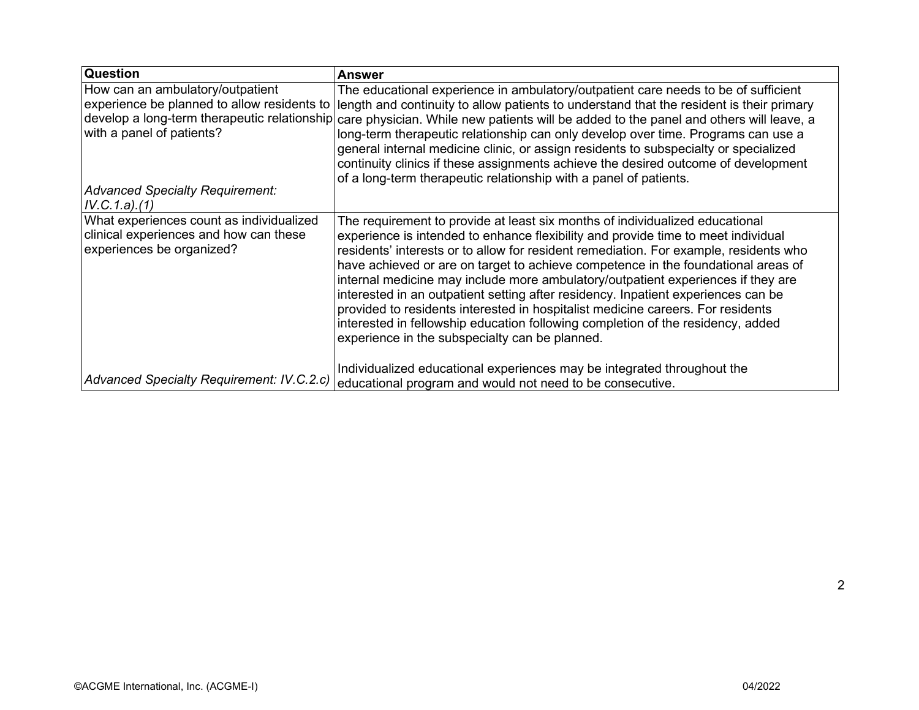| Question | Answer |
|---|---|
| How can an ambulatory/outpatient experience be planned to allow residents to develop a long-term therapeutic relationship with a panel of patients?<br><br>*Advanced Specialty Requirement: IV.C.1.a).(1)* | The educational experience in ambulatory/outpatient care needs to be of sufficient length and continuity to allow patients to understand that the resident is their primary care physician. While new patients will be added to the panel and others will leave, a long-term therapeutic relationship can only develop over time. Programs can use a general internal medicine clinic, or assign residents to subspecialty or specialized continuity clinics if these assignments achieve the desired outcome of development of a long-term therapeutic relationship with a panel of patients. |
| What experiences count as individualized clinical experiences and how can these experiences be organized?<br><br>*Advanced Specialty Requirement: IV.C.2.c)* | The requirement to provide at least six months of individualized educational experience is intended to enhance flexibility and provide time to meet individual residents' interests or to allow for resident remediation. For example, residents who have achieved or are on target to achieve competence in the foundational areas of internal medicine may include more ambulatory/outpatient experiences if they are interested in an outpatient setting after residency. Inpatient experiences can be provided to residents interested in hospitalist medicine careers. For residents interested in fellowship education following completion of the residency, added experience in the subspecialty can be planned.<br><br>Individualized educational experiences may be integrated throughout the educational program and would not need to be consecutive. |